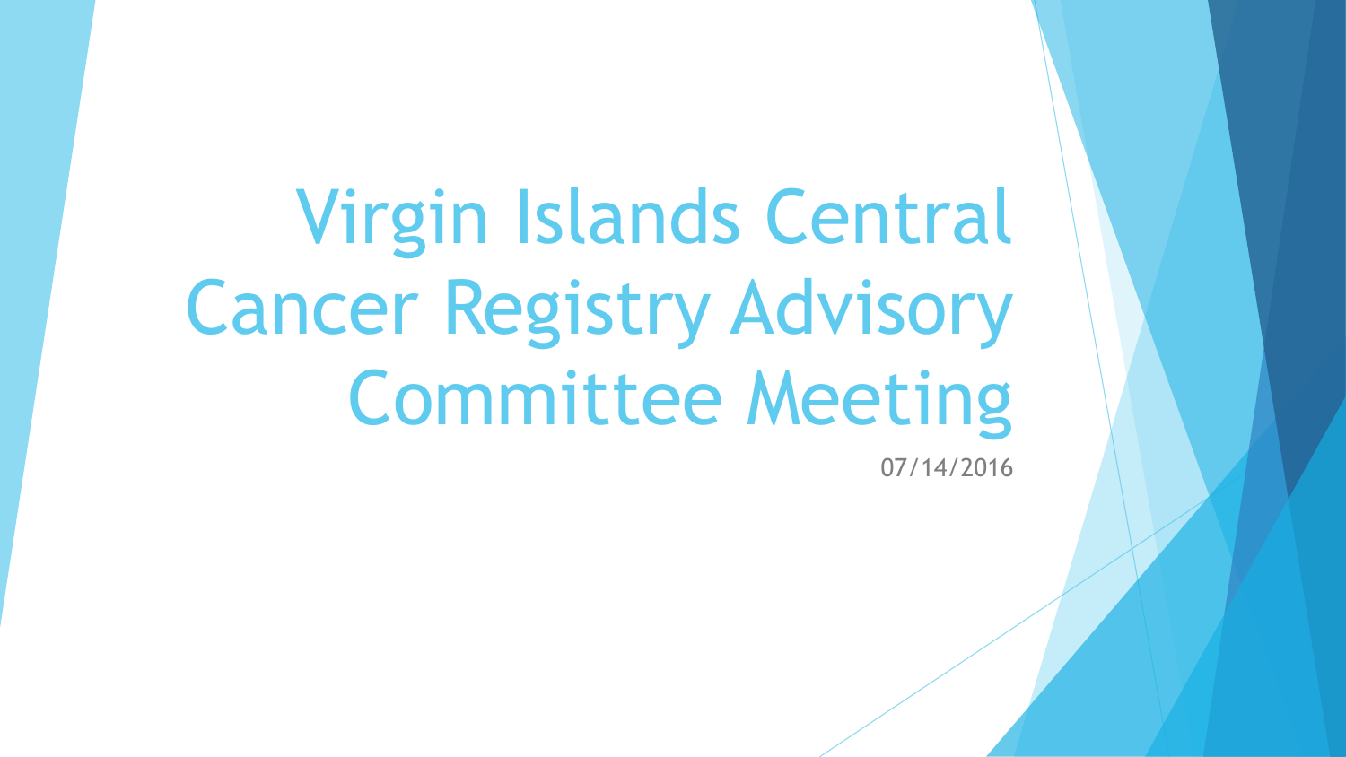# Virgin Islands Central Cancer Registry Advisory Committee Meeting

07/14/2016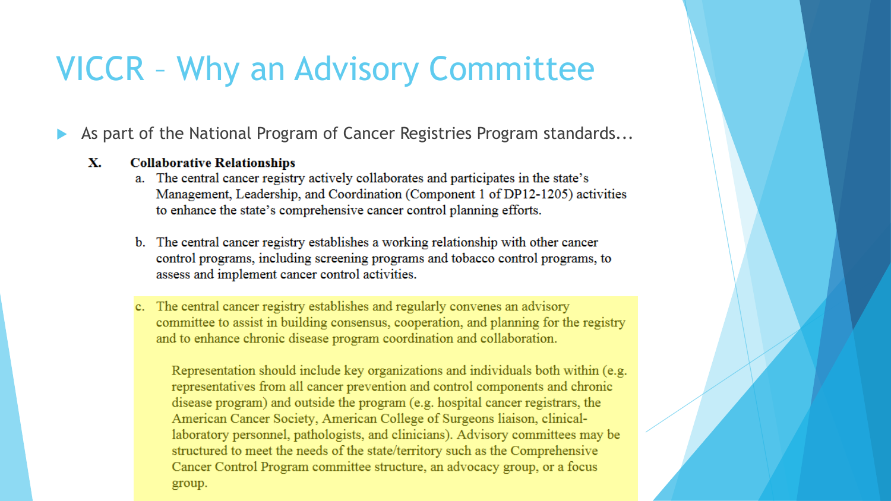# VICCR – Why an Advisory Committee

- As part of the National Program of Cancer Registries Program standards...

**X. Collaborative Relationships**

a. The central cancer registry actively collaborates and participates in the state's Management, Leadership, and Coordination (Component 1 of DP12-1205) activities to enhance the state's comprehensive cancer control planning efforts.

b. The central cancer registry establishes a working relationship with other cancer control programs, including screening programs and tobacco control programs, to assess and implement cancer control activities.

c. The central cancer registry establishes and regularly convenes an advisory committee to assist in building consensus, cooperation, and planning for the registry and to enhance chronic disease program coordination and collaboration.

Representation should include key organizations and individuals both within (e.g. representatives from all cancer prevention and control components and chronic disease program) and outside the program (e.g. hospital cancer registrars, the American Cancer Society, American College of Surgeons liaison, clinical-laboratory personnel, pathologists, and clinicians). Advisory committees may be structured to meet the needs of the state/territory such as the Comprehensive Cancer Control Program committee structure, an advocacy group, or a focus group.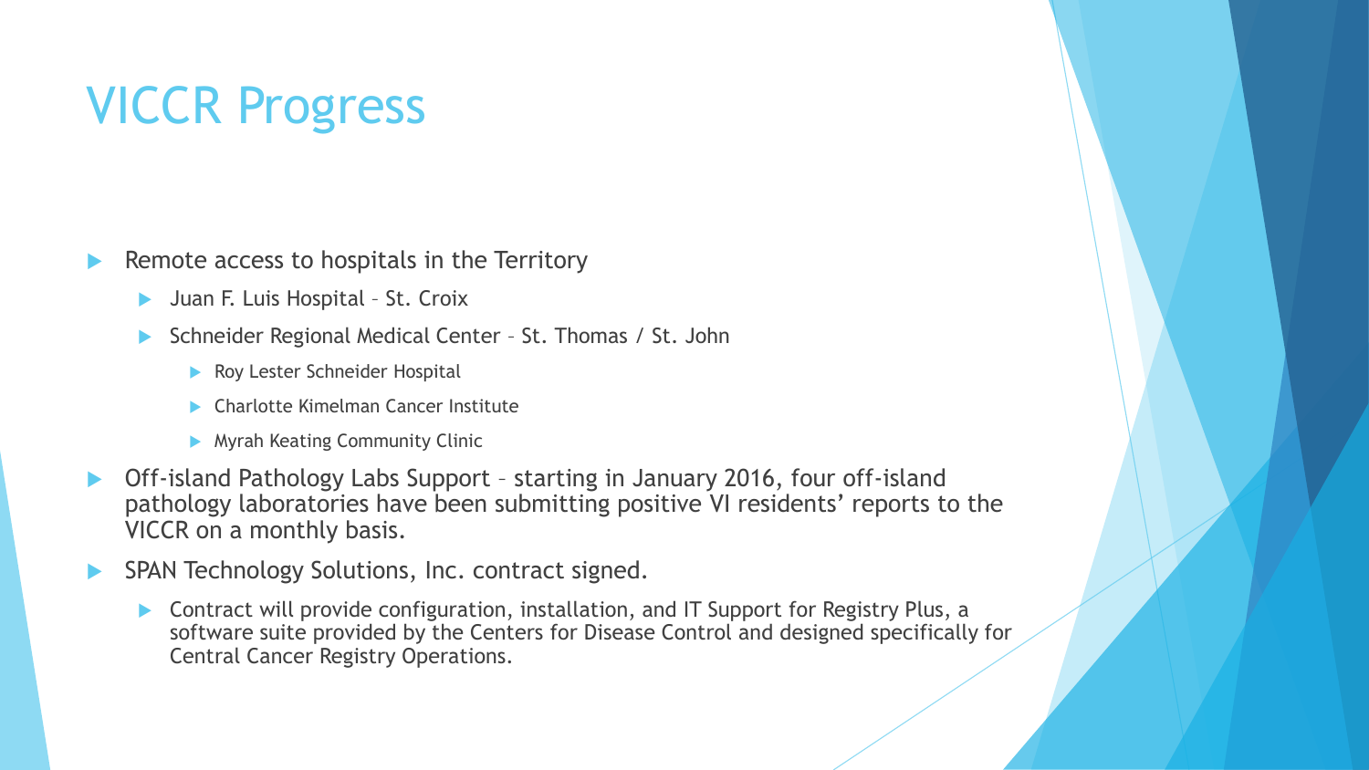# VICCR Progress

- Remote access to hospitals in the Territory
  - Juan F. Luis Hospital – St. Croix
  - Schneider Regional Medical Center – St. Thomas / St. John
    - Roy Lester Schneider Hospital
    - Charlotte Kimelman Cancer Institute
    - Myrah Keating Community Clinic
- Off-island Pathology Labs Support – starting in January 2016, four off-island pathology laboratories have been submitting positive VI residents' reports to the VICCR on a monthly basis.
- SPAN Technology Solutions, Inc. contract signed.
  - Contract will provide configuration, installation, and IT Support for Registry Plus, a software suite provided by the Centers for Disease Control and designed specifically for Central Cancer Registry Operations.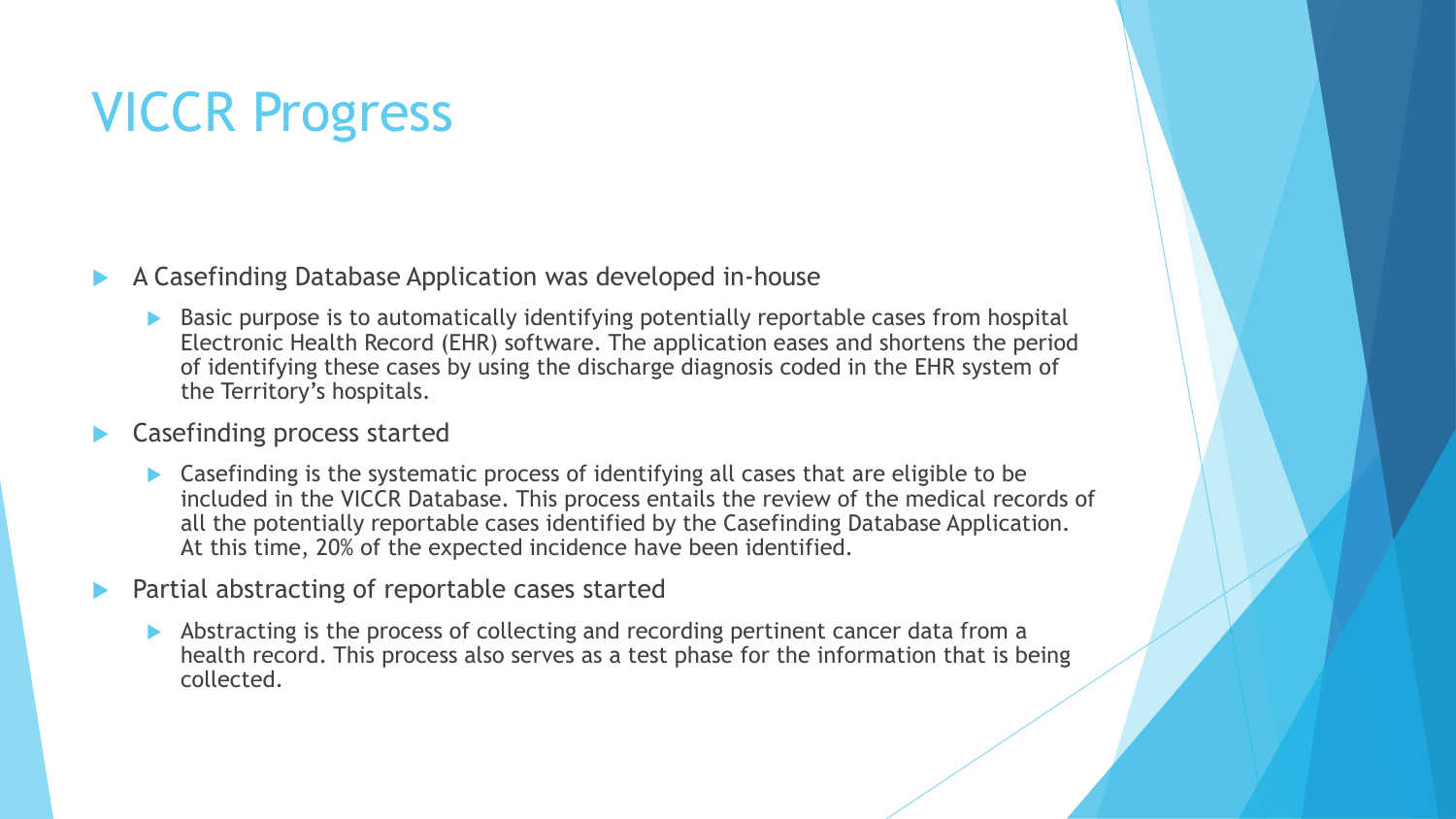# VICCR Progress

- A Casefinding Database Application was developed in-house
  - Basic purpose is to automatically identifying potentially reportable cases from hospital Electronic Health Record (EHR) software. The application eases and shortens the period of identifying these cases by using the discharge diagnosis coded in the EHR system of the Territory's hospitals.
- Casefinding process started
  - Casefinding is the systematic process of identifying all cases that are eligible to be included in the VICCR Database. This process entails the review of the medical records of all the potentially reportable cases identified by the Casefinding Database Application. At this time, 20% of the expected incidence have been identified.
- Partial abstracting of reportable cases started
  - Abstracting is the process of collecting and recording pertinent cancer data from a health record. This process also serves as a test phase for the information that is being collected.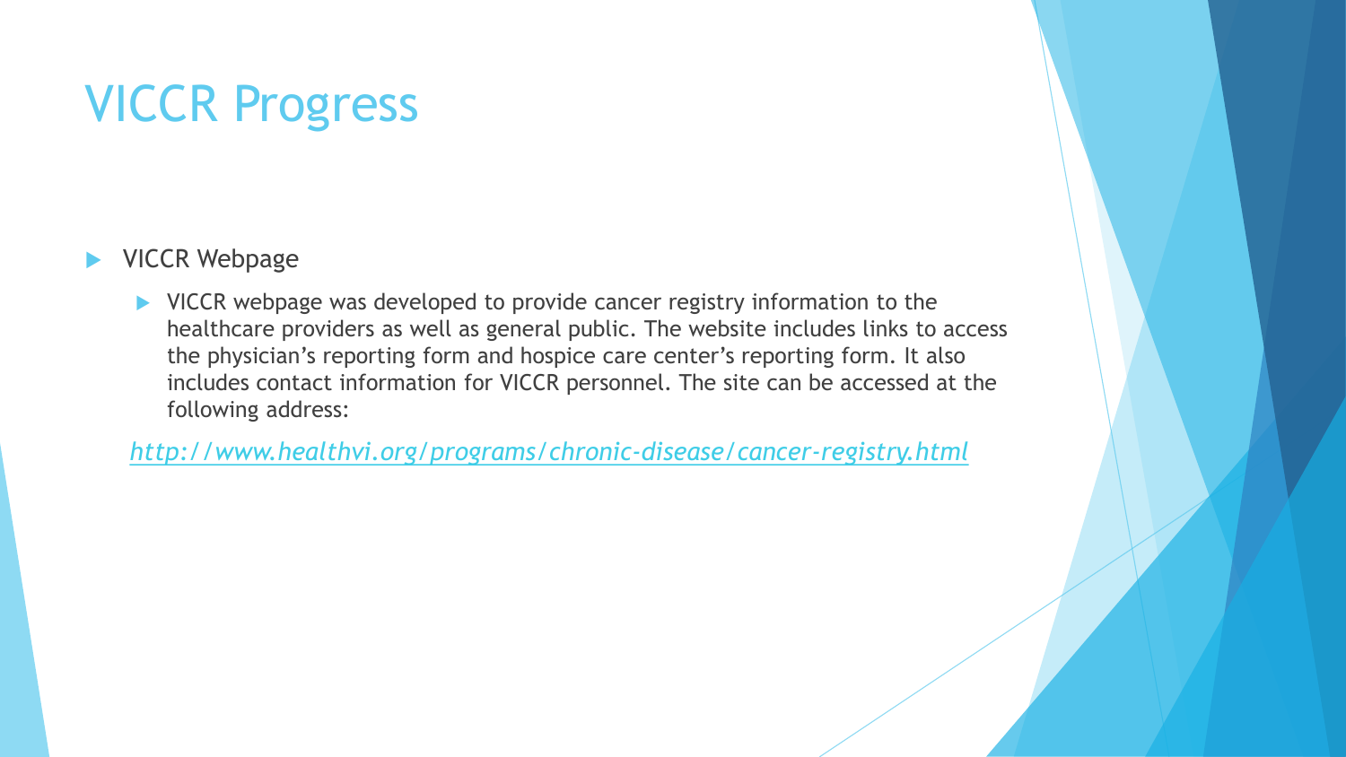# VICCR Progress

- VICCR Webpage
  - VICCR webpage was developed to provide cancer registry information to the healthcare providers as well as general public. The website includes links to access the physician's reporting form and hospice care center's reporting form. It also includes contact information for VICCR personnel. The site can be accessed at the following address:

*http://www.healthvi.org/programs/chronic-disease/cancer-registry.html*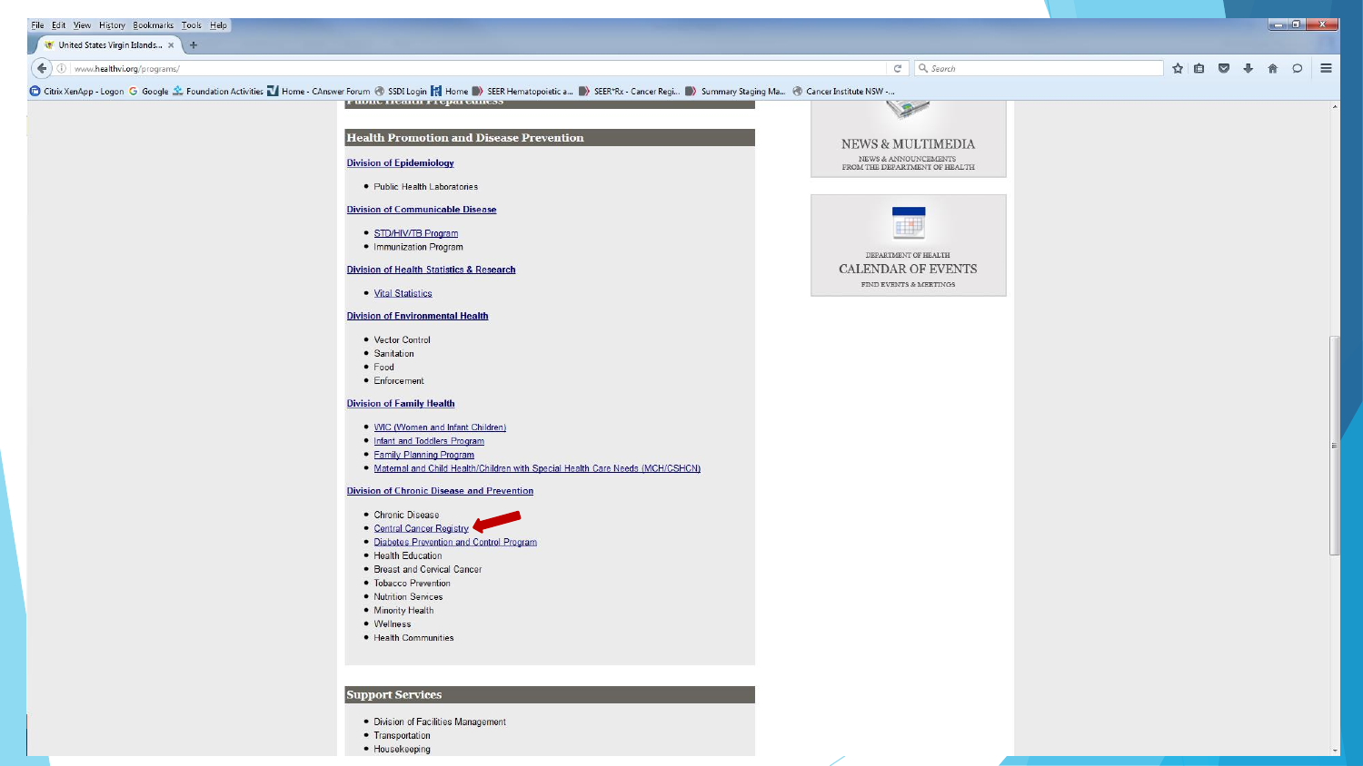## Health Promotion and Disease Prevention

**Division of Epidemiology**

- Public Health Laboratories

**Division of Communicable Disease**

- STD/HIV/TB Program
- Immunization Program

**Division of Health Statistics & Research**

- Vital Statistics

**Division of Environmental Health**

- Vector Control
- Sanitation
- Food
- Enforcement

**Division of Family Health**

- WIC (Women and Infant Children)
- Infant and Toddlers Program
- Family Planning Program
- Maternal and Child Health/Children with Special Health Care Needs (MCH/CSHCN)

**Division of Chronic Disease and Prevention**

- Chronic Disease
- Central Cancer Registry
- Diabetes Prevention and Control Program
- Health Education
- Breast and Cervical Cancer
- Tobacco Prevention
- Nutrition Services
- Minority Health
- Wellness
- Health Communities

## Support Services

- Division of Facilities Management
- Transportation
- Housekeeping

NEWS & MULTIMEDIA

NEWS & ANNOUNCEMENTS FROM THE DEPARTMENT OF HEALTH

DEPARTMENT OF HEALTH

CALENDAR OF EVENTS

FIND EVENTS & MEETINGS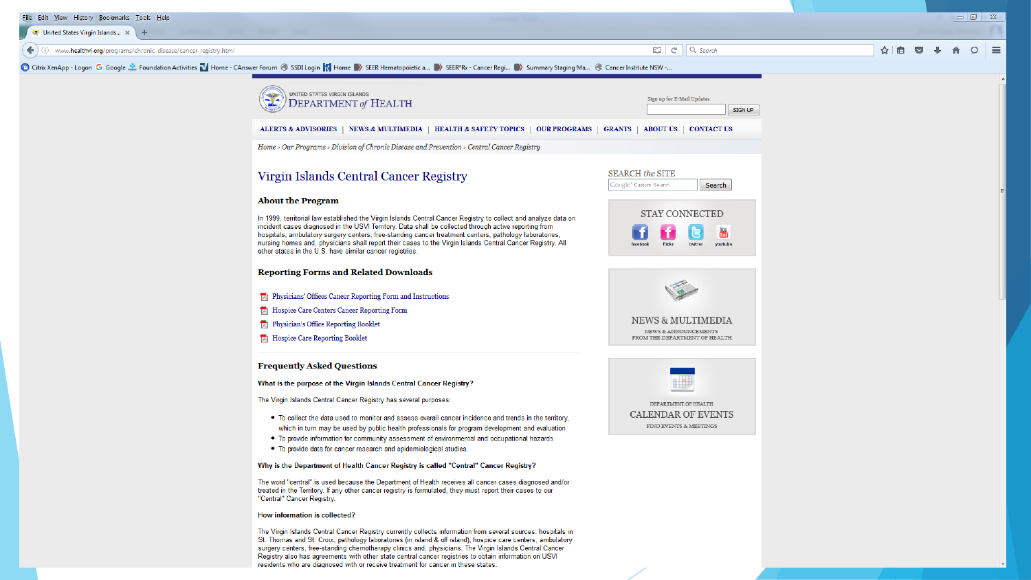UNITED STATES VIRGIN ISLANDS
DEPARTMENT of HEALTH

Sign up for E-Mail Updates

SIGN UP

ALERTS & ADVISORIES | NEWS & MULTIMEDIA | HEALTH & SAFETY TOPICS | OUR PROGRAMS | GRANTS | ABOUT US | CONTACT US

*Home › Our Programs › Division of Chronic Disease and Prevention › Central Cancer Registry*

# Virgin Islands Central Cancer Registry

## About the Program

In 1999, territorial law established the Virgin Islands Central Cancer Registry to collect and analyze data on incident cases diagnosed in the USVI Territory. Data shall be collected through active reporting from hospitals, ambulatory surgery centers, free-standing cancer treatment centers, pathology laboratories, nursing homes and, physicians shall report their cases to the Virgin Islands Central Cancer Registry. All other states in the U.S. have similar cancer registries.

## Reporting Forms and Related Downloads

- Physicians' Offices Cancer Reporting Form and Instructions
- Hospice Care Centers Cancer Reporting Form
- Physician's Office Reporting Booklet
- Hospice Care Reporting Booklet

## Frequently Asked Questions

**What is the purpose of the Virgin Islands Central Cancer Registry?**

The Virgin Islands Central Cancer Registry has several purposes:

- To collect the data used to monitor and assess overall cancer incidence and trends in the territory, which in turn may be used by public health professionals for program development and evaluation
- To provide information for community assessment of environmental and occupational hazards
- To provide data for cancer research and epidemiological studies.

**Why is the Department of Health Cancer Registry is called "Central" Cancer Registry?**

The word "central" is used because the Department of Health receives all cancer cases diagnosed and/or treated in the Territory. If any other cancer registry is formulated, they must report their cases to our "Central" Cancer Registry.

**How information is collected?**

The Virgin Islands Central Cancer Registry currently collects information from several sources: hospitals in St. Thomas and St. Croix, pathology laboratories (in island & off island), hospice care centers, ambulatory surgery centers, free-standing chemotherapy clinics and, physicians. The Virgin Islands Central Cancer Registry also has agreements with other state central cancer registries to obtain information on USVI residents who are diagnosed with or receive treatment for cancer in these states.

SEARCH the SITE

Search

STAY CONNECTED

facebook flickr twitter youtube

NEWS & MULTIMEDIA

NEWS & ANNOUNCEMENTS FROM THE DEPARTMENT OF HEALTH

DEPARTMENT OF HEALTH

CALENDAR OF EVENTS

FIND EVENTS & MEETINGS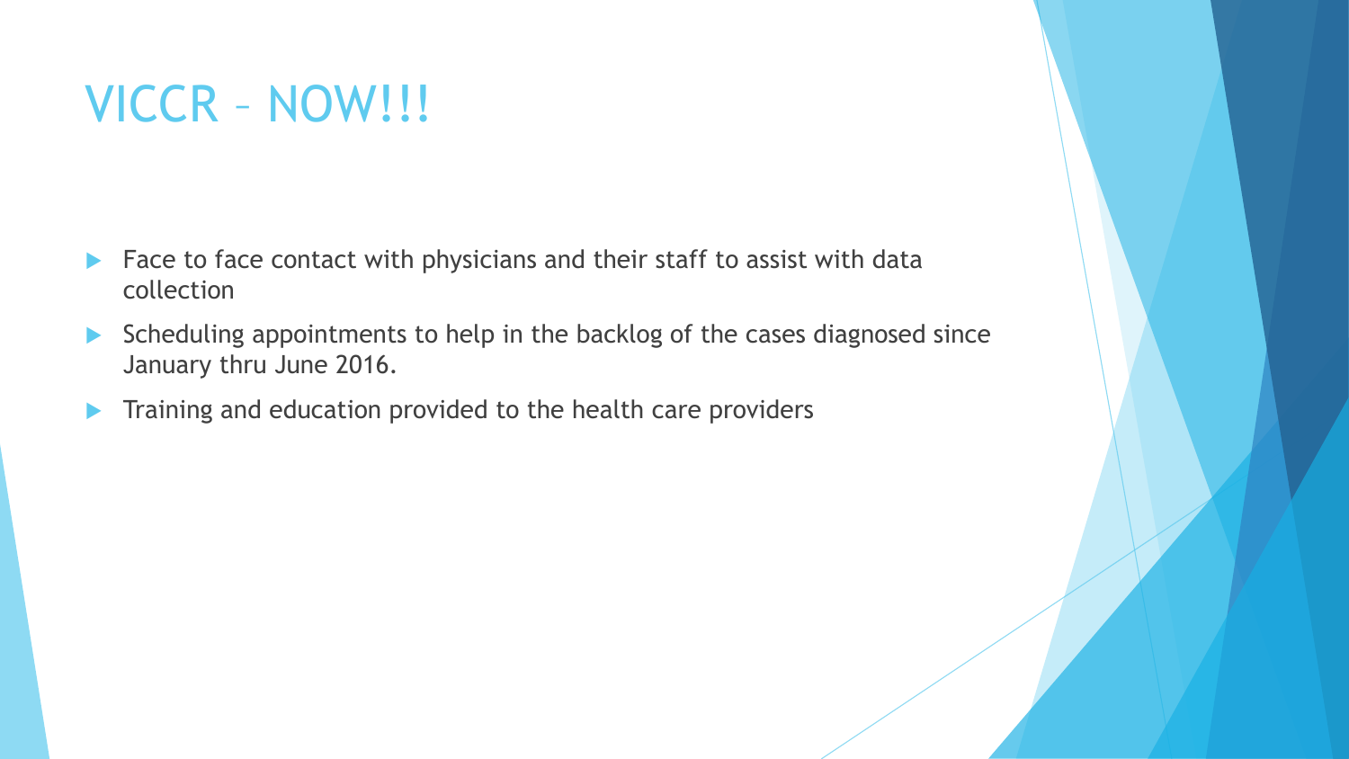# VICCR – NOW!!!

- Face to face contact with physicians and their staff to assist with data collection
- Scheduling appointments to help in the backlog of the cases diagnosed since January thru June 2016.
- Training and education provided to the health care providers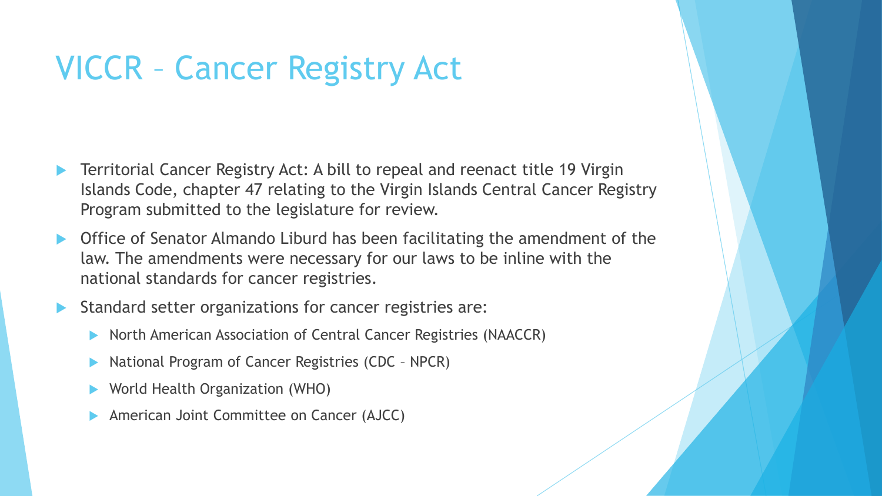# VICCR – Cancer Registry Act

- Territorial Cancer Registry Act: A bill to repeal and reenact title 19 Virgin Islands Code, chapter 47 relating to the Virgin Islands Central Cancer Registry Program submitted to the legislature for review.
- Office of Senator Almando Liburd has been facilitating the amendment of the law. The amendments were necessary for our laws to be inline with the national standards for cancer registries.
- Standard setter organizations for cancer registries are:
  - North American Association of Central Cancer Registries (NAACCR)
  - National Program of Cancer Registries (CDC – NPCR)
  - World Health Organization (WHO)
  - American Joint Committee on Cancer (AJCC)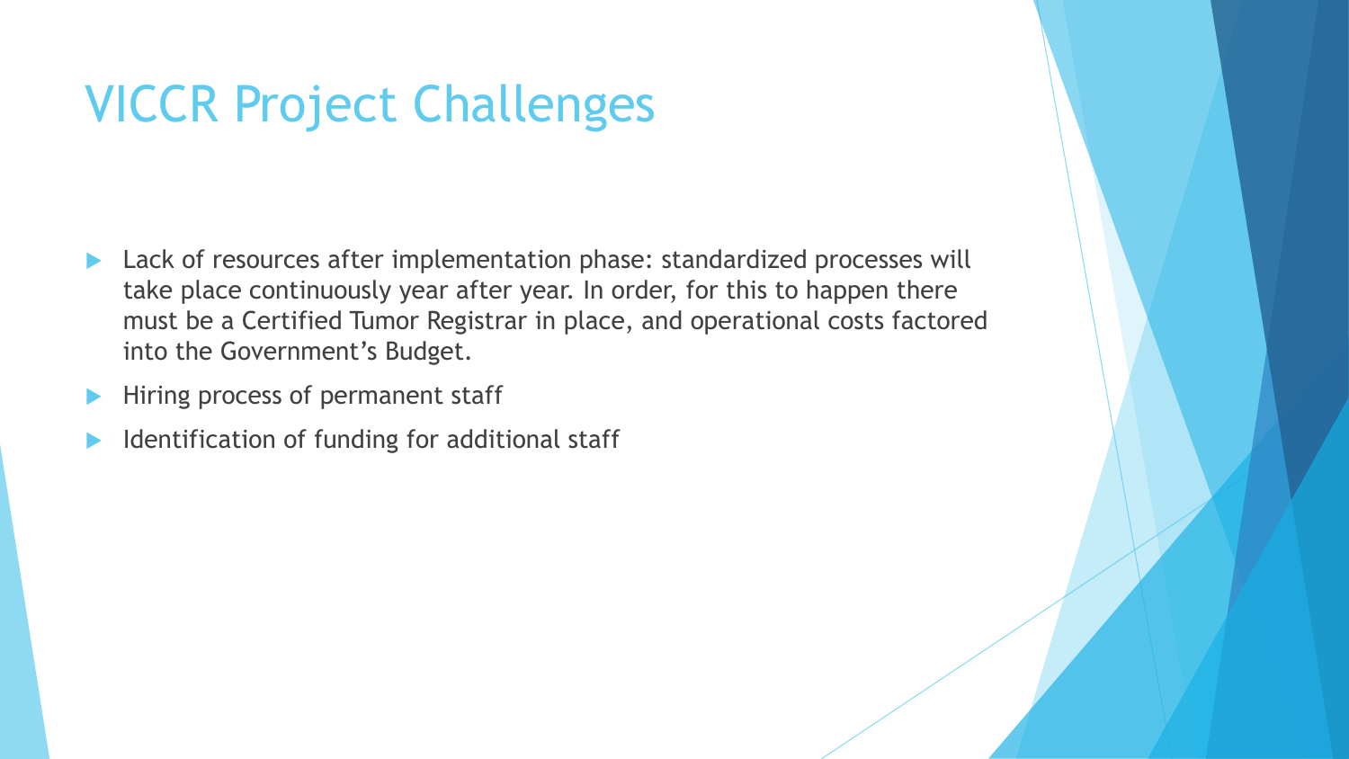# VICCR Project Challenges

- Lack of resources after implementation phase: standardized processes will take place continuously year after year. In order, for this to happen there must be a Certified Tumor Registrar in place, and operational costs factored into the Government's Budget.
- Hiring process of permanent staff
- Identification of funding for additional staff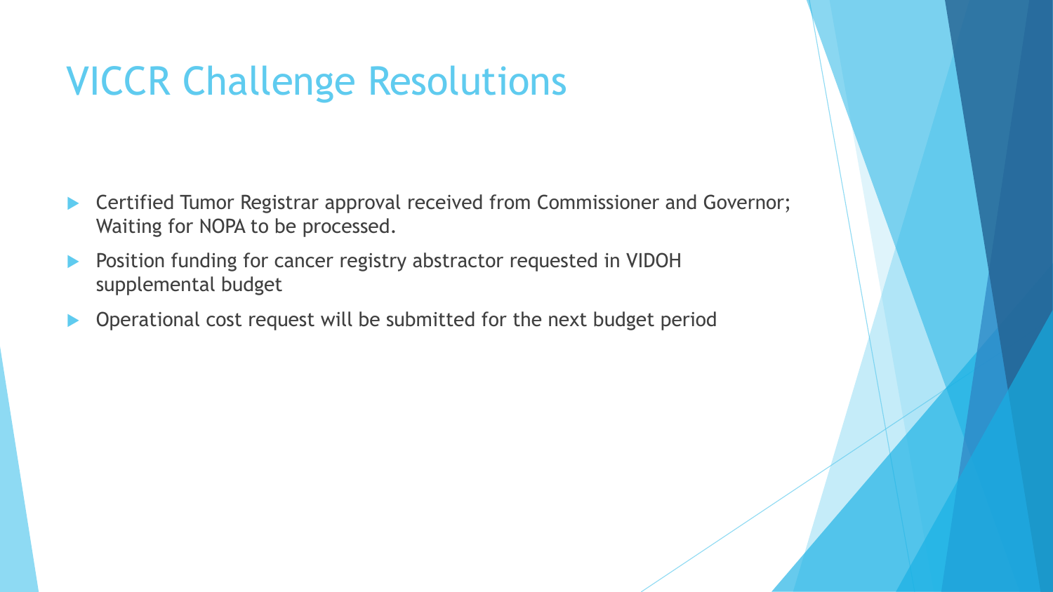# VICCR Challenge Resolutions

- Certified Tumor Registrar approval received from Commissioner and Governor; Waiting for NOPA to be processed.
- Position funding for cancer registry abstractor requested in VIDOH supplemental budget
- Operational cost request will be submitted for the next budget period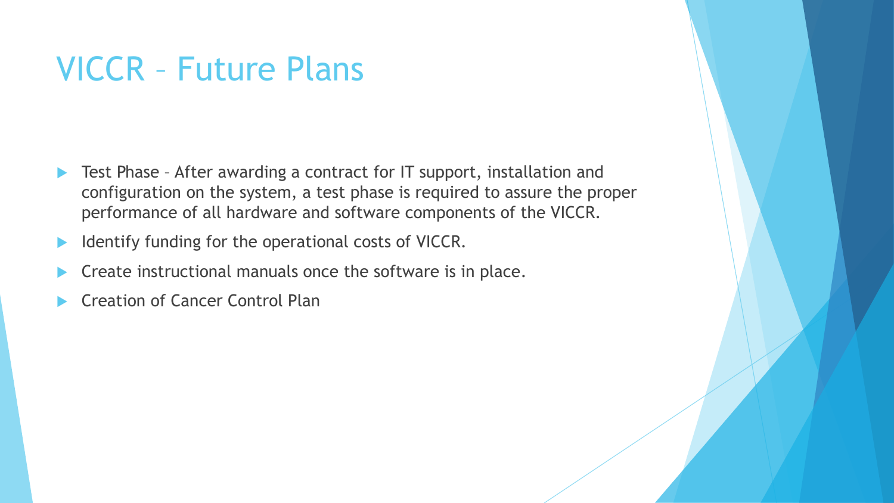# VICCR – Future Plans

- Test Phase – After awarding a contract for IT support, installation and configuration on the system, a test phase is required to assure the proper performance of all hardware and software components of the VICCR.
- Identify funding for the operational costs of VICCR.
- Create instructional manuals once the software is in place.
- Creation of Cancer Control Plan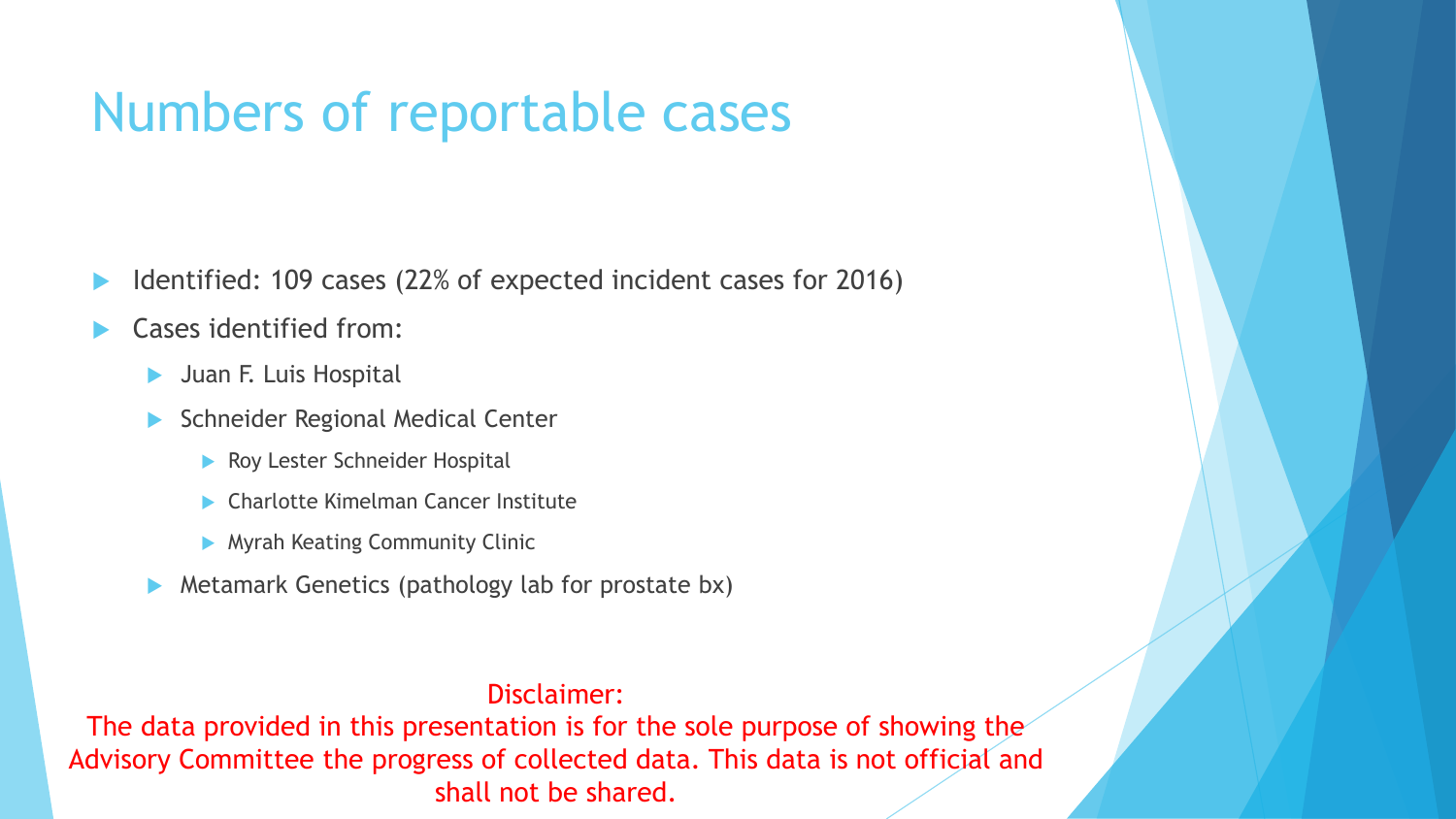# Numbers of reportable cases

- Identified: 109 cases (22% of expected incident cases for 2016)
- Cases identified from:
  - Juan F. Luis Hospital
  - Schneider Regional Medical Center
    - Roy Lester Schneider Hospital
    - Charlotte Kimelman Cancer Institute
    - Myrah Keating Community Clinic
  - Metamark Genetics (pathology lab for prostate bx)

Disclaimer:
The data provided in this presentation is for the sole purpose of showing the Advisory Committee the progress of collected data. This data is not official and shall not be shared.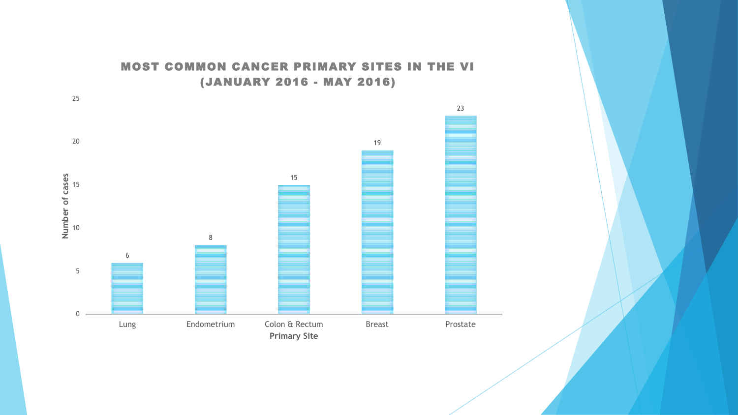## MOST COMMON CANCER PRIMARY SITES IN THE VI (JANUARY 2016 - MAY 2016)

| Primary Site | Number of cases |
|---|---|
| Lung | 6 |
| Endometrium | 8 |
| Colon & Rectum | 15 |
| Breast | 19 |
| Prostate | 23 |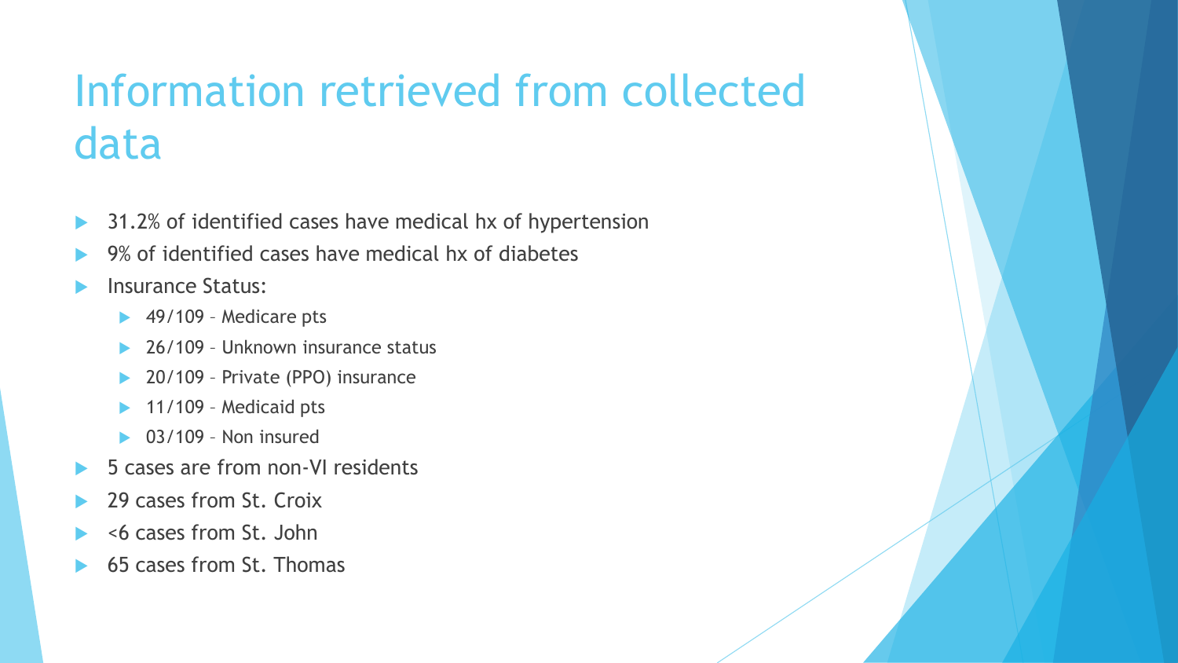# Information retrieved from collected data

- 31.2% of identified cases have medical hx of hypertension
- 9% of identified cases have medical hx of diabetes
- Insurance Status:
  - 49/109 – Medicare pts
  - 26/109 – Unknown insurance status
  - 20/109 – Private (PPO) insurance
  - 11/109 – Medicaid pts
  - 03/109 – Non insured
- 5 cases are from non-VI residents
- 29 cases from St. Croix
- <6 cases from St. John
- 65 cases from St. Thomas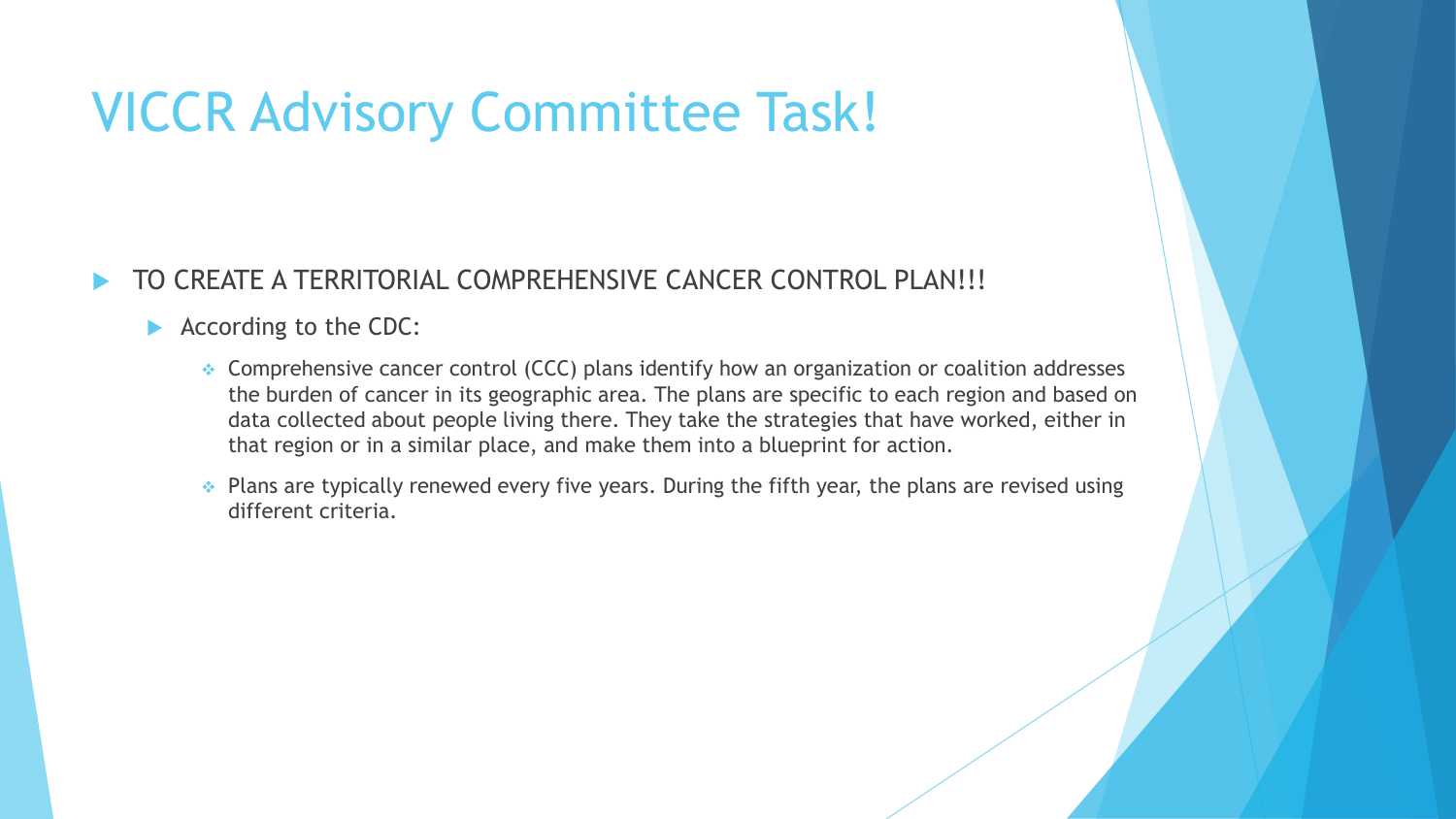# VICCR Advisory Committee Task!

- TO CREATE A TERRITORIAL COMPREHENSIVE CANCER CONTROL PLAN!!!
  - According to the CDC:
    - Comprehensive cancer control (CCC) plans identify how an organization or coalition addresses the burden of cancer in its geographic area. The plans are specific to each region and based on data collected about people living there. They take the strategies that have worked, either in that region or in a similar place, and make them into a blueprint for action.
    - Plans are typically renewed every five years. During the fifth year, the plans are revised using different criteria.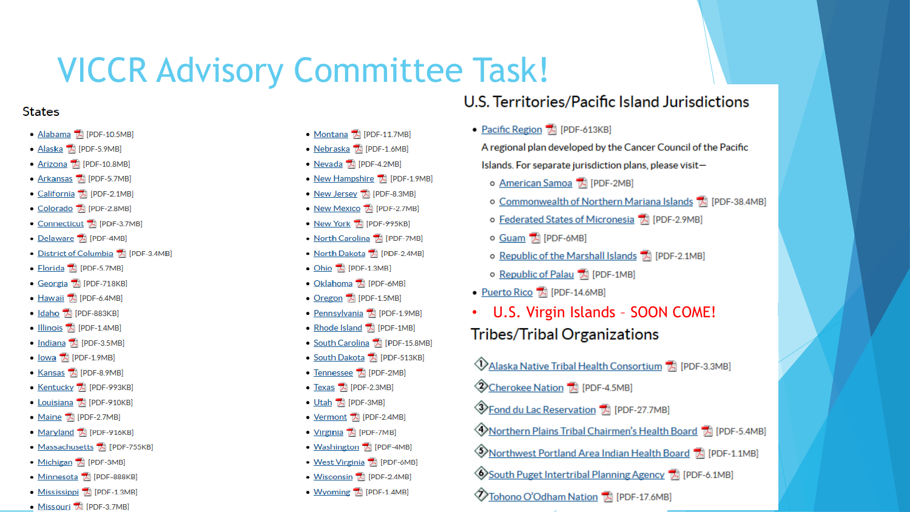# VICCR Advisory Committee Task!

## States

- Alabama [PDF-10.5MB]
- Alaska [PDF-5.9MB]
- Arizona [PDF-10.8MB]
- Arkansas [PDF-5.7MB]
- California [PDF-2.1MB]
- Colorado [PDF-2.8MB]
- Connecticut [PDF-3.7MB]
- Delaware [PDF-4MB]
- District of Columbia [PDF-3.4MB]
- Florida [PDF-5.7MB]
- Georgia [PDF-718KB]
- Hawaii [PDF-6.4MB]
- Idaho [PDF-883KB]
- Illinois [PDF-1.4MB]
- Indiana [PDF-3.5MB]
- Iowa [PDF-1.9MB]
- Kansas [PDF-8.9MB]
- Kentucky [PDF-993KB]
- Louisiana [PDF-910KB]
- Maine [PDF-2.7MB]
- Maryland [PDF-916KB]
- Massachusetts [PDF-755KB]
- Michigan [PDF-3MB]
- Minnesota [PDF-888KB]
- Mississippi [PDF-1.3MB]
- Missouri [PDF-3.7MB]
- Montana [PDF-11.7MB]
- Nebraska [PDF-1.6MB]
- Nevada [PDF-4.2MB]
- New Hampshire [PDF-1.9MB]
- New Jersey [PDF-8.3MB]
- New Mexico [PDF-2.7MB]
- New York [PDF-995KB]
- North Carolina [PDF-7MB]
- North Dakota [PDF-2.4MB]
- Ohio [PDF-1.3MB]
- Oklahoma [PDF-6MB]
- Oregon [PDF-1.5MB]
- Pennsylvania [PDF-1.9MB]
- Rhode Island [PDF-1MB]
- South Carolina [PDF-15.8MB]
- South Dakota [PDF-513KB]
- Tennessee [PDF-2MB]
- Texas [PDF-2.3MB]
- Utah [PDF-3MB]
- Vermont [PDF-2.4MB]
- Virginia [PDF-7MB]
- Washington [PDF-4MB]
- West Virginia [PDF-6MB]
- Wisconsin [PDF-2.4MB]
- Wyoming [PDF-1.4MB]

## U.S. Territories/Pacific Island Jurisdictions

- Pacific Region [PDF-613KB]
  A regional plan developed by the Cancer Council of the Pacific Islands. For separate jurisdiction plans, please visit—
  - American Samoa [PDF-2MB]
  - Commonwealth of Northern Mariana Islands [PDF-38.4MB]
  - Federated States of Micronesia [PDF-2.9MB]
  - Guam [PDF-6MB]
  - Republic of the Marshall Islands [PDF-2.1MB]
  - Republic of Palau [PDF-1MB]
- Puerto Rico [PDF-14.6MB]
- **U.S. Virgin Islands – SOON COME!**

## Tribes/Tribal Organizations

1. Alaska Native Tribal Health Consortium [PDF-3.3MB]
2. Cherokee Nation [PDF-4.5MB]
3. Fond du Lac Reservation [PDF-27.7MB]
4. Northern Plains Tribal Chairmen's Health Board [PDF-5.4MB]
5. Northwest Portland Area Indian Health Board [PDF-1.1MB]
6. South Puget Intertribal Planning Agency [PDF-6.1MB]
7. Tohono O'Odham Nation [PDF-17.6MB]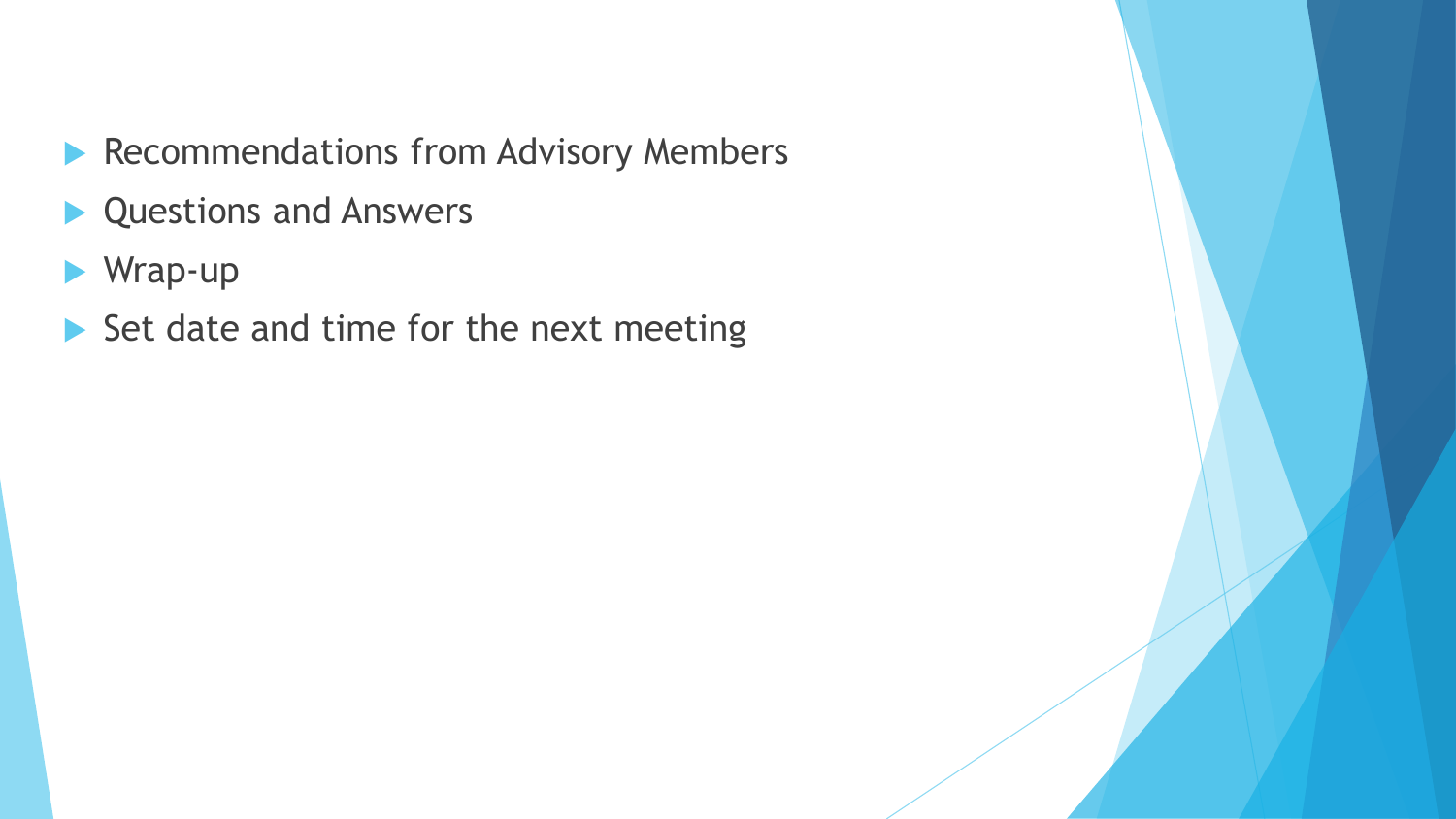- Recommendations from Advisory Members
- Questions and Answers
- Wrap-up
- Set date and time for the next meeting